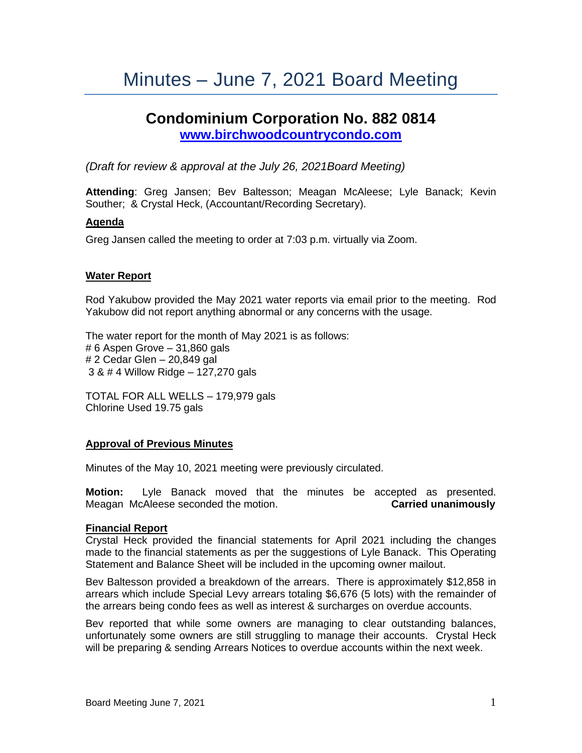# Minutes – June 7, 2021 Board Meeting

## Condominium Corporation No. 882 0814

**[www.birchwoodcountrycondo.com](http://www.birchwoodcountrycondo.com)**

*(Draft for review & approval at the July 26, 2021Board Meeting)*

**Attending**: Greg Jansen; Bev Baltesson; Meagan McAleese; Lyle Banack; Kevin Souther; & Crystal Heck, (Accountant/Recording Secretary).

### Agenda

Greg Jansen called the meeting to order at 7:03 p.m. virtually via Zoom.

### Water Report

Rod Yakubow provided the May 2021 water reports via email prior to the meeting. Rod Yakubow did not report anything abnormal or any concerns with the usage.

The water report for the month of May 2021 is as follows:
# 6 Aspen Grove – 31,860 gals
# 2 Cedar Glen – 20,849 gal
3 & # 4 Willow Ridge – 127,270 gals

TOTAL FOR ALL WELLS – 179,979 gals
Chlorine Used 19.75 gals

### Approval of Previous Minutes

Minutes of the May 10, 2021 meeting were previously circulated.

**Motion:** Lyle Banack moved that the minutes be accepted as presented. Meagan McAleese seconded the motion. **Carried unanimously**

### Financial Report

Crystal Heck provided the financial statements for April 2021 including the changes made to the financial statements as per the suggestions of Lyle Banack. This Operating Statement and Balance Sheet will be included in the upcoming owner mailout.

Bev Baltesson provided a breakdown of the arrears. There is approximately $12,858 in arrears which include Special Levy arrears totaling $6,676 (5 lots) with the remainder of the arrears being condo fees as well as interest & surcharges on overdue accounts.

Bev reported that while some owners are managing to clear outstanding balances, unfortunately some owners are still struggling to manage their accounts. Crystal Heck will be preparing & sending Arrears Notices to overdue accounts within the next week.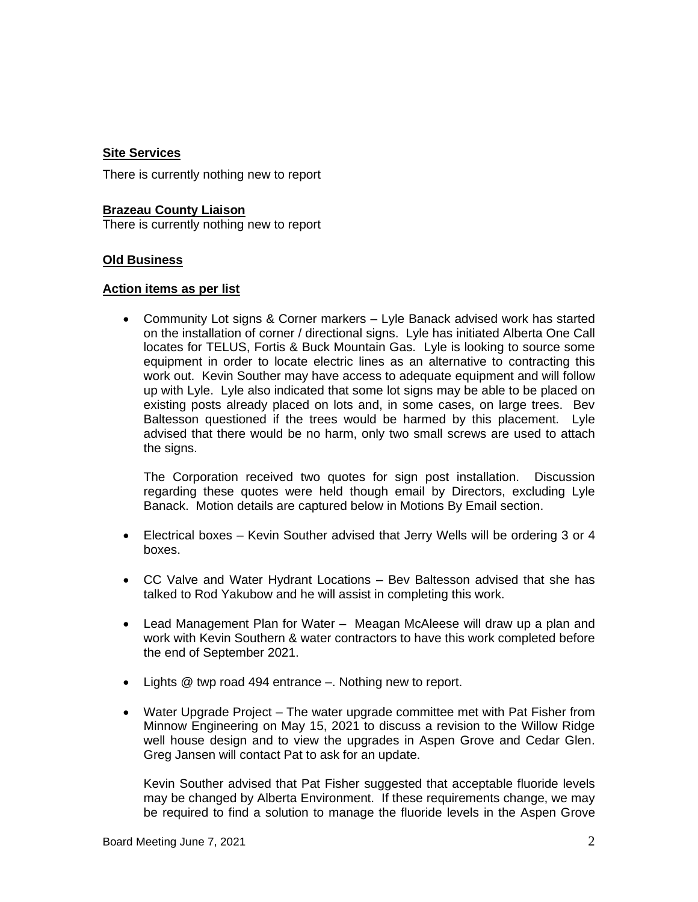**Site Services**

There is currently nothing new to report

**Brazeau County Liaison**

There is currently nothing new to report

**Old Business**

**Action items as per list**

- Community Lot signs & Corner markers – Lyle Banack advised work has started on the installation of corner / directional signs. Lyle has initiated Alberta One Call locates for TELUS, Fortis & Buck Mountain Gas. Lyle is looking to source some equipment in order to locate electric lines as an alternative to contracting this work out. Kevin Souther may have access to adequate equipment and will follow up with Lyle. Lyle also indicated that some lot signs may be able to be placed on existing posts already placed on lots and, in some cases, on large trees. Bev Baltesson questioned if the trees would be harmed by this placement. Lyle advised that there would be no harm, only two small screws are used to attach the signs.

  The Corporation received two quotes for sign post installation. Discussion regarding these quotes were held though email by Directors, excluding Lyle Banack. Motion details are captured below in Motions By Email section.

- Electrical boxes – Kevin Souther advised that Jerry Wells will be ordering 3 or 4 boxes.

- CC Valve and Water Hydrant Locations – Bev Baltesson advised that she has talked to Rod Yakubow and he will assist in completing this work.

- Lead Management Plan for Water – Meagan McAleese will draw up a plan and work with Kevin Southern & water contractors to have this work completed before the end of September 2021.

- Lights @ twp road 494 entrance –. Nothing new to report.

- Water Upgrade Project – The water upgrade committee met with Pat Fisher from Minnow Engineering on May 15, 2021 to discuss a revision to the Willow Ridge well house design and to view the upgrades in Aspen Grove and Cedar Glen. Greg Jansen will contact Pat to ask for an update.

  Kevin Souther advised that Pat Fisher suggested that acceptable fluoride levels may be changed by Alberta Environment. If these requirements change, we may be required to find a solution to manage the fluoride levels in the Aspen Grove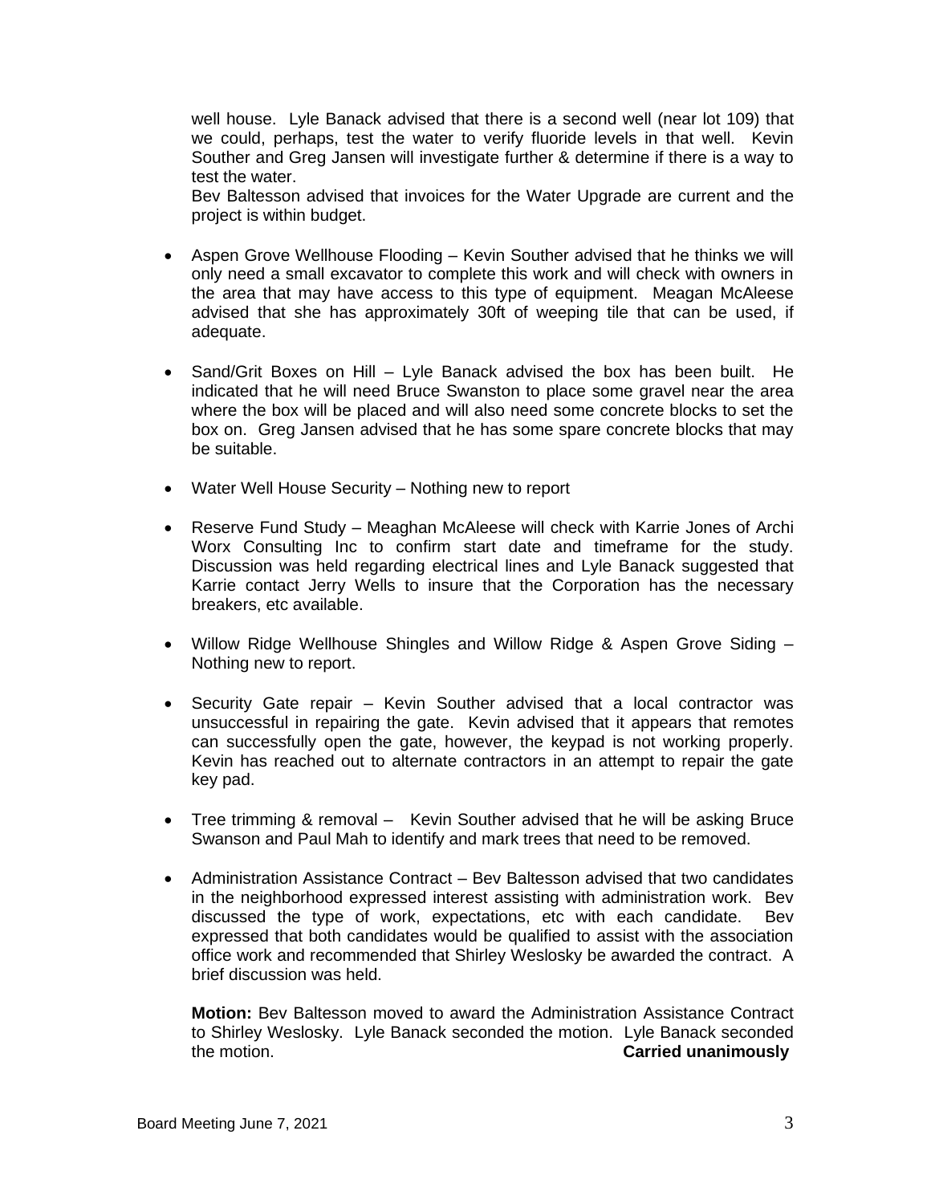well house. Lyle Banack advised that there is a second well (near lot 109) that we could, perhaps, test the water to verify fluoride levels in that well. Kevin Souther and Greg Jansen will investigate further & determine if there is a way to test the water.

Bev Baltesson advised that invoices for the Water Upgrade are current and the project is within budget.

- Aspen Grove Wellhouse Flooding – Kevin Souther advised that he thinks we will only need a small excavator to complete this work and will check with owners in the area that may have access to this type of equipment. Meagan McAleese advised that she has approximately 30ft of weeping tile that can be used, if adequate.

- Sand/Grit Boxes on Hill – Lyle Banack advised the box has been built. He indicated that he will need Bruce Swanston to place some gravel near the area where the box will be placed and will also need some concrete blocks to set the box on. Greg Jansen advised that he has some spare concrete blocks that may be suitable.

- Water Well House Security – Nothing new to report

- Reserve Fund Study – Meaghan McAleese will check with Karrie Jones of Archi Worx Consulting Inc to confirm start date and timeframe for the study. Discussion was held regarding electrical lines and Lyle Banack suggested that Karrie contact Jerry Wells to insure that the Corporation has the necessary breakers, etc available.

- Willow Ridge Wellhouse Shingles and Willow Ridge & Aspen Grove Siding – Nothing new to report.

- Security Gate repair – Kevin Souther advised that a local contractor was unsuccessful in repairing the gate. Kevin advised that it appears that remotes can successfully open the gate, however, the keypad is not working properly. Kevin has reached out to alternate contractors in an attempt to repair the gate key pad.

- Tree trimming & removal – Kevin Souther advised that he will be asking Bruce Swanson and Paul Mah to identify and mark trees that need to be removed.

- Administration Assistance Contract – Bev Baltesson advised that two candidates in the neighborhood expressed interest assisting with administration work. Bev discussed the type of work, expectations, etc with each candidate. Bev expressed that both candidates would be qualified to assist with the association office work and recommended that Shirley Weslosky be awarded the contract. A brief discussion was held.

  **Motion:** Bev Baltesson moved to award the Administration Assistance Contract to Shirley Weslosky. Lyle Banack seconded the motion. Lyle Banack seconded the motion. **Carried unanimously**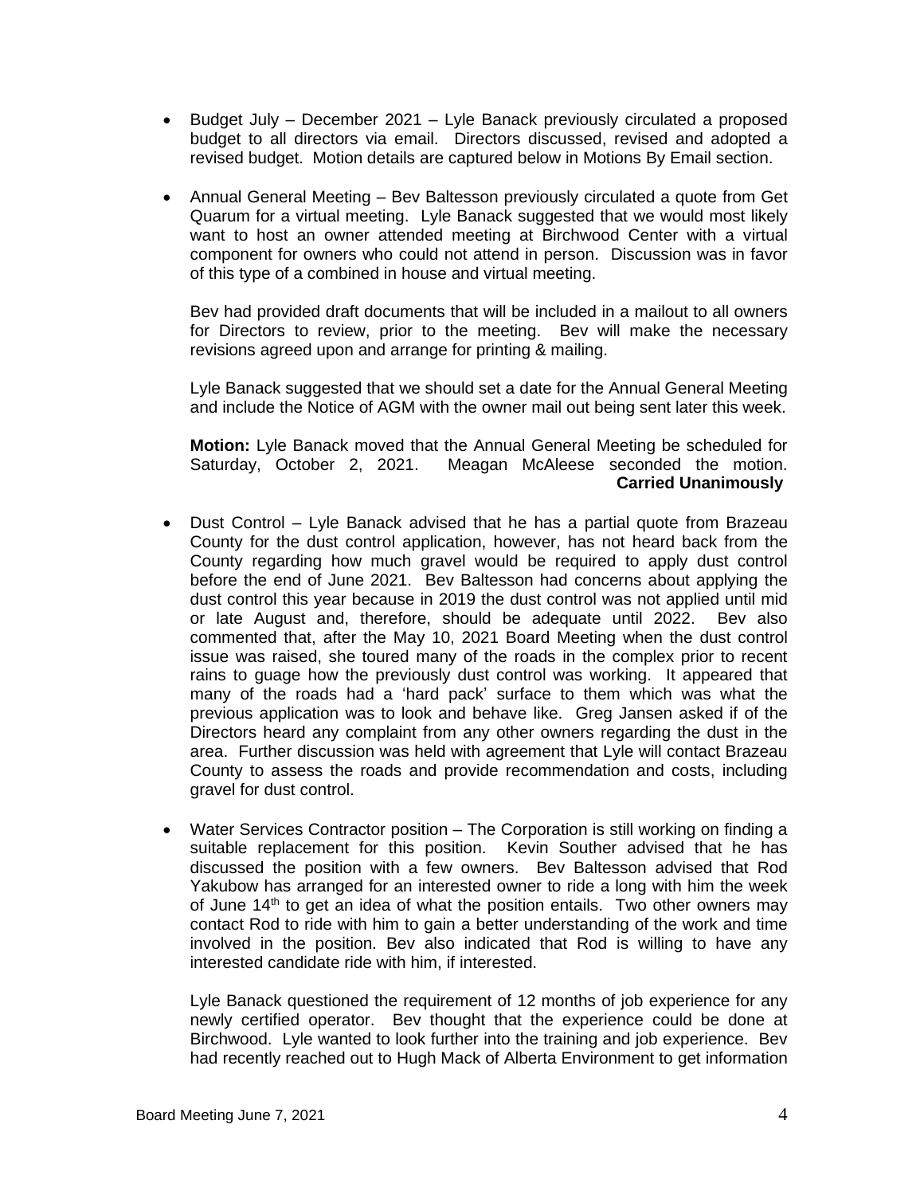- Budget July – December 2021 – Lyle Banack previously circulated a proposed budget to all directors via email. Directors discussed, revised and adopted a revised budget. Motion details are captured below in Motions By Email section.

- Annual General Meeting – Bev Baltesson previously circulated a quote from Get Quarum for a virtual meeting. Lyle Banack suggested that we would most likely want to host an owner attended meeting at Birchwood Center with a virtual component for owners who could not attend in person. Discussion was in favor of this type of a combined in house and virtual meeting.

  Bev had provided draft documents that will be included in a mailout to all owners for Directors to review, prior to the meeting. Bev will make the necessary revisions agreed upon and arrange for printing & mailing.

  Lyle Banack suggested that we should set a date for the Annual General Meeting and include the Notice of AGM with the owner mail out being sent later this week.

  **Motion:** Lyle Banack moved that the Annual General Meeting be scheduled for Saturday, October 2, 2021. Meagan McAleese seconded the motion. **Carried Unanimously**

- Dust Control – Lyle Banack advised that he has a partial quote from Brazeau County for the dust control application, however, has not heard back from the County regarding how much gravel would be required to apply dust control before the end of June 2021. Bev Baltesson had concerns about applying the dust control this year because in 2019 the dust control was not applied until mid or late August and, therefore, should be adequate until 2022. Bev also commented that, after the May 10, 2021 Board Meeting when the dust control issue was raised, she toured many of the roads in the complex prior to recent rains to guage how the previously dust control was working. It appeared that many of the roads had a 'hard pack' surface to them which was what the previous application was to look and behave like. Greg Jansen asked if of the Directors heard any complaint from any other owners regarding the dust in the area. Further discussion was held with agreement that Lyle will contact Brazeau County to assess the roads and provide recommendation and costs, including gravel for dust control.

- Water Services Contractor position – The Corporation is still working on finding a suitable replacement for this position. Kevin Souther advised that he has discussed the position with a few owners. Bev Baltesson advised that Rod Yakubow has arranged for an interested owner to ride a long with him the week of June 14th to get an idea of what the position entails. Two other owners may contact Rod to ride with him to gain a better understanding of the work and time involved in the position. Bev also indicated that Rod is willing to have any interested candidate ride with him, if interested.

  Lyle Banack questioned the requirement of 12 months of job experience for any newly certified operator. Bev thought that the experience could be done at Birchwood. Lyle wanted to look further into the training and job experience. Bev had recently reached out to Hugh Mack of Alberta Environment to get information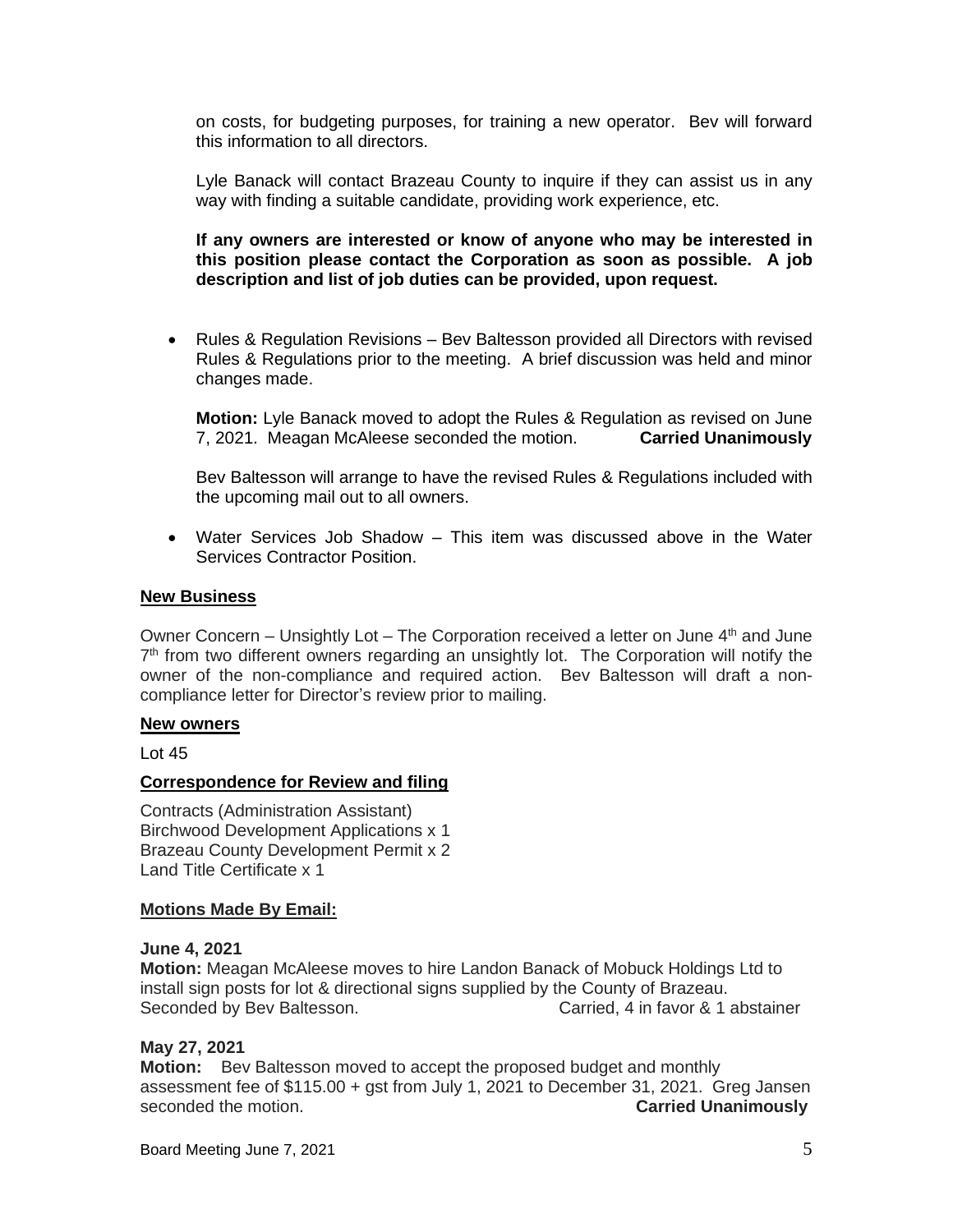on costs, for budgeting purposes, for training a new operator. Bev will forward this information to all directors.

Lyle Banack will contact Brazeau County to inquire if they can assist us in any way with finding a suitable candidate, providing work experience, etc.

**If any owners are interested or know of anyone who may be interested in this position please contact the Corporation as soon as possible. A job description and list of job duties can be provided, upon request.**

- Rules & Regulation Revisions – Bev Baltesson provided all Directors with revised Rules & Regulations prior to the meeting. A brief discussion was held and minor changes made.

  **Motion:** Lyle Banack moved to adopt the Rules & Regulation as revised on June 7, 2021. Meagan McAleese seconded the motion. **Carried Unanimously**

  Bev Baltesson will arrange to have the revised Rules & Regulations included with the upcoming mail out to all owners.

- Water Services Job Shadow – This item was discussed above in the Water Services Contractor Position.

## New Business

Owner Concern – Unsightly Lot – The Corporation received a letter on June 4th and June 7th from two different owners regarding an unsightly lot. The Corporation will notify the owner of the non-compliance and required action. Bev Baltesson will draft a non-compliance letter for Director's review prior to mailing.

## New owners

Lot 45

## Correspondence for Review and filing

Contracts (Administration Assistant)
Birchwood Development Applications x 1
Brazeau County Development Permit x 2
Land Title Certificate x 1

## Motions Made By Email:

**June 4, 2021**
**Motion:** Meagan McAleese moves to hire Landon Banack of Mobuck Holdings Ltd to install sign posts for lot & directional signs supplied by the County of Brazeau. Seconded by Bev Baltesson. Carried, 4 in favor & 1 abstainer

**May 27, 2021**
**Motion:** Bev Baltesson moved to accept the proposed budget and monthly assessment fee of $115.00 + gst from July 1, 2021 to December 31, 2021. Greg Jansen seconded the motion. **Carried Unanimously**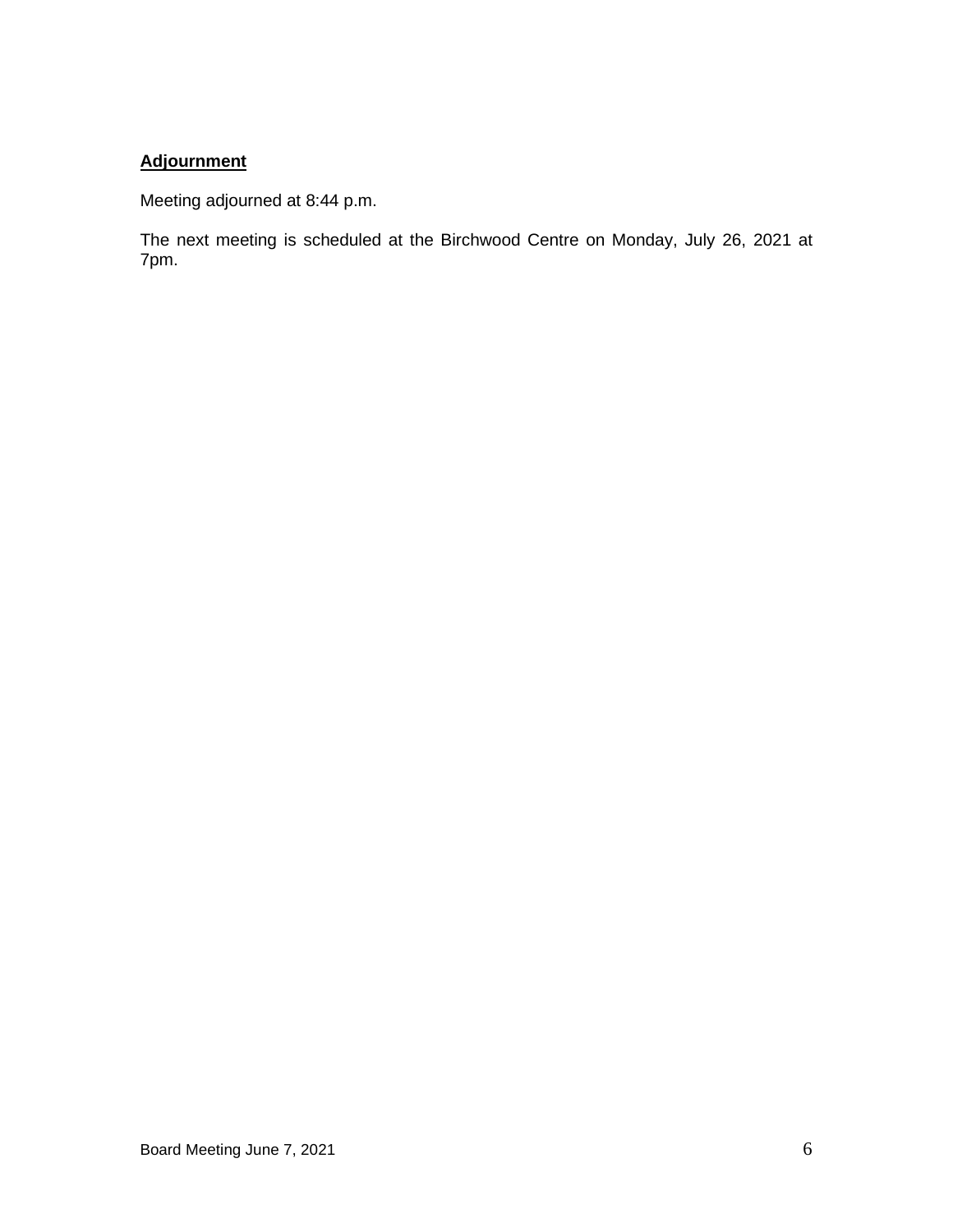**Adjournment**

Meeting adjourned at 8:44 p.m.

The next meeting is scheduled at the Birchwood Centre on Monday, July 26, 2021 at 7pm.